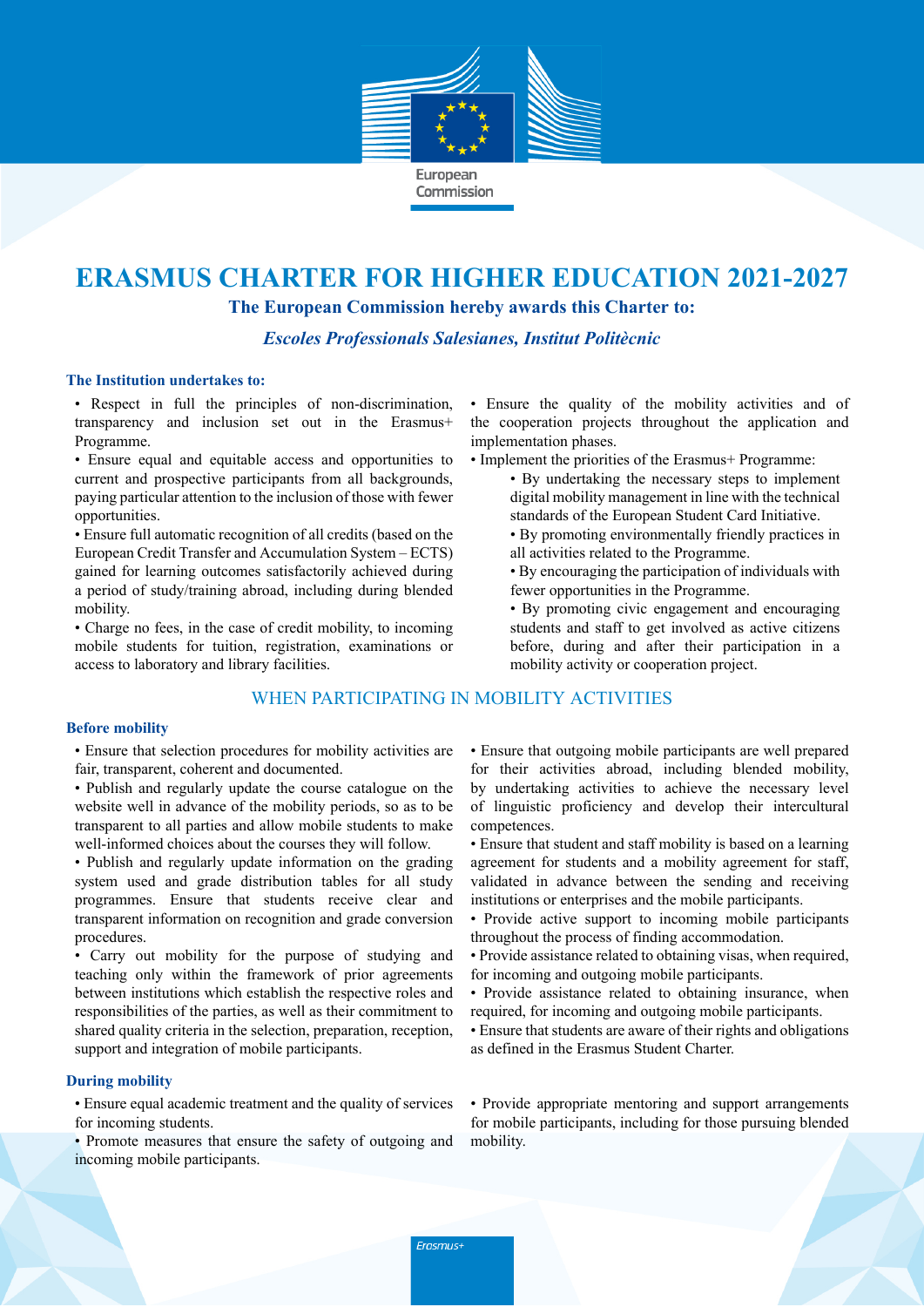European Commission

# ERASMUS CHARTER FOR HIGHER EDUCATION 2021-2027

**The European Commission hereby awards this Charter to:**

***Escoles Professionals Salesianes, Institut Politècnic***

### The Institution undertakes to:

- Respect in full the principles of non-discrimination, transparency and inclusion set out in the Erasmus+ Programme.
- Ensure equal and equitable access and opportunities to current and prospective participants from all backgrounds, paying particular attention to the inclusion of those with fewer opportunities.
- Ensure full automatic recognition of all credits (based on the European Credit Transfer and Accumulation System – ECTS) gained for learning outcomes satisfactorily achieved during a period of study/training abroad, including during blended mobility.
- Charge no fees, in the case of credit mobility, to incoming mobile students for tuition, registration, examinations or access to laboratory and library facilities.
- Ensure the quality of the mobility activities and of the cooperation projects throughout the application and implementation phases.
- Implement the priorities of the Erasmus+ Programme:
  - By undertaking the necessary steps to implement digital mobility management in line with the technical standards of the European Student Card Initiative.
  - By promoting environmentally friendly practices in all activities related to the Programme.
  - By encouraging the participation of individuals with fewer opportunities in the Programme.
  - By promoting civic engagement and encouraging students and staff to get involved as active citizens before, during and after their participation in a mobility activity or cooperation project.

## WHEN PARTICIPATING IN MOBILITY ACTIVITIES

### Before mobility

- Ensure that selection procedures for mobility activities are fair, transparent, coherent and documented.
- Publish and regularly update the course catalogue on the website well in advance of the mobility periods, so as to be transparent to all parties and allow mobile students to make well-informed choices about the courses they will follow.
- Publish and regularly update information on the grading system used and grade distribution tables for all study programmes. Ensure that students receive clear and transparent information on recognition and grade conversion procedures.
- Carry out mobility for the purpose of studying and teaching only within the framework of prior agreements between institutions which establish the respective roles and responsibilities of the parties, as well as their commitment to shared quality criteria in the selection, preparation, reception, support and integration of mobile participants.
- Ensure that outgoing mobile participants are well prepared for their activities abroad, including blended mobility, by undertaking activities to achieve the necessary level of linguistic proficiency and develop their intercultural competences.
- Ensure that student and staff mobility is based on a learning agreement for students and a mobility agreement for staff, validated in advance between the sending and receiving institutions or enterprises and the mobile participants.
- Provide active support to incoming mobile participants throughout the process of finding accommodation.
- Provide assistance related to obtaining visas, when required, for incoming and outgoing mobile participants.
- Provide assistance related to obtaining insurance, when required, for incoming and outgoing mobile participants.
- Ensure that students are aware of their rights and obligations as defined in the Erasmus Student Charter.

### During mobility

- Ensure equal academic treatment and the quality of services for incoming students.
- Promote measures that ensure the safety of outgoing and incoming mobile participants.
- Provide appropriate mentoring and support arrangements for mobile participants, including for those pursuing blended mobility.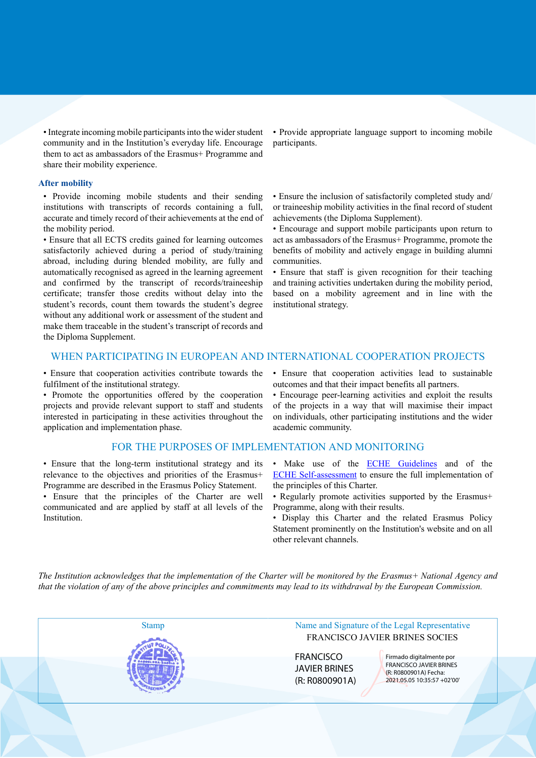• Integrate incoming mobile participants into the wider student community and in the Institution's everyday life. Encourage them to act as ambassadors of the Erasmus+ Programme and share their mobility experience.

• Provide appropriate language support to incoming mobile participants.

### After mobility

• Provide incoming mobile students and their sending institutions with transcripts of records containing a full, accurate and timely record of their achievements at the end of the mobility period.

• Ensure that all ECTS credits gained for learning outcomes satisfactorily achieved during a period of study/training abroad, including during blended mobility, are fully and automatically recognised as agreed in the learning agreement and confirmed by the transcript of records/traineeship certificate; transfer those credits without delay into the student's records, count them towards the student's degree without any additional work or assessment of the student and make them traceable in the student's transcript of records and the Diploma Supplement.

• Ensure the inclusion of satisfactorily completed study and/or traineeship mobility activities in the final record of student achievements (the Diploma Supplement).

• Encourage and support mobile participants upon return to act as ambassadors of the Erasmus+ Programme, promote the benefits of mobility and actively engage in building alumni communities.

• Ensure that staff is given recognition for their teaching and training activities undertaken during the mobility period, based on a mobility agreement and in line with the institutional strategy.

## WHEN PARTICIPATING IN EUROPEAN AND INTERNATIONAL COOPERATION PROJECTS

• Ensure that cooperation activities contribute towards the fulfilment of the institutional strategy.

• Promote the opportunities offered by the cooperation projects and provide relevant support to staff and students interested in participating in these activities throughout the application and implementation phase.

• Ensure that cooperation activities lead to sustainable outcomes and that their impact benefits all partners.

• Encourage peer-learning activities and exploit the results of the projects in a way that will maximise their impact on individuals, other participating institutions and the wider academic community.

## FOR THE PURPOSES OF IMPLEMENTATION AND MONITORING

• Ensure that the long-term institutional strategy and its relevance to the objectives and priorities of the Erasmus+ Programme are described in the Erasmus Policy Statement.

• Ensure that the principles of the Charter are well communicated and are applied by staff at all levels of the Institution.

• Make use of the ECHE Guidelines and of the ECHE Self-assessment to ensure the full implementation of the principles of this Charter.

• Regularly promote activities supported by the Erasmus+ Programme, along with their results.

• Display this Charter and the related Erasmus Policy Statement prominently on the Institution's website and on all other relevant channels.

*The Institution acknowledges that the implementation of the Charter will be monitored by the Erasmus+ National Agency and that the violation of any of the above principles and commitments may lead to its withdrawal by the European Commission.*

| Stamp | Name and Signature of the Legal Representative |
|---|---|
| | FRANCISCO JAVIER BRINES SOCIES |
| | FRANCISCO JAVIER BRINES (R: R0800901A) — Firmado digitalmente por FRANCISCO JAVIER BRINES (R: R0800901A) Fecha: 2021.05.05 10:35:57 +02'00' |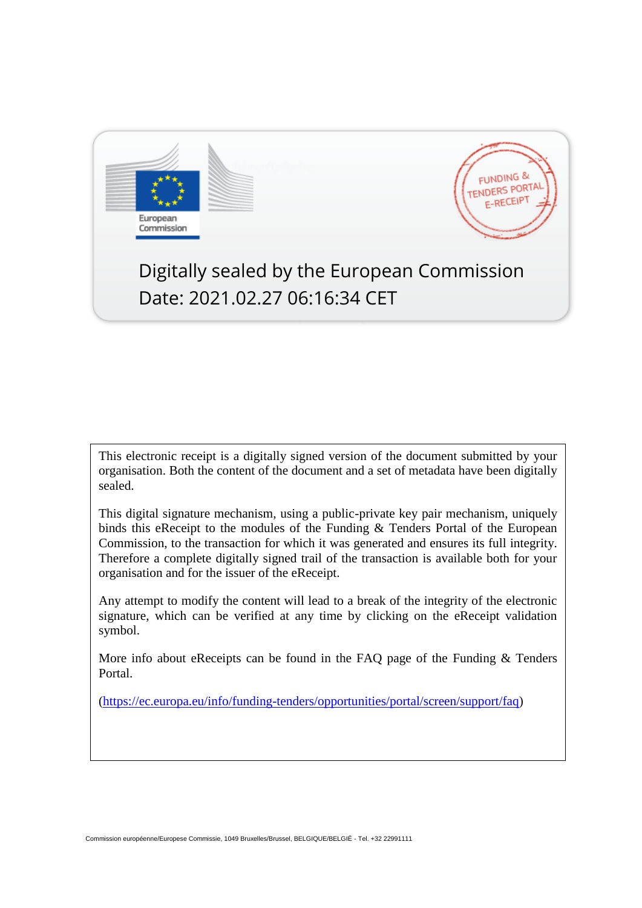European Commission

FUNDING & TENDERS PORTAL E-RECEIPT

Digitally sealed by the European Commission
Date: 2021.02.27 06:16:34 CET

This electronic receipt is a digitally signed version of the document submitted by your organisation. Both the content of the document and a set of metadata have been digitally sealed.

This digital signature mechanism, using a public-private key pair mechanism, uniquely binds this eReceipt to the modules of the Funding & Tenders Portal of the European Commission, to the transaction for which it was generated and ensures its full integrity. Therefore a complete digitally signed trail of the transaction is available both for your organisation and for the issuer of the eReceipt.

Any attempt to modify the content will lead to a break of the integrity of the electronic signature, which can be verified at any time by clicking on the eReceipt validation symbol.

More info about eReceipts can be found in the FAQ page of the Funding & Tenders Portal.

(https://ec.europa.eu/info/funding-tenders/opportunities/portal/screen/support/faq)

Commission européenne/Europese Commissie, 1049 Bruxelles/Brussel, BELGIQUE/BELGIË - Tel. +32 22991111